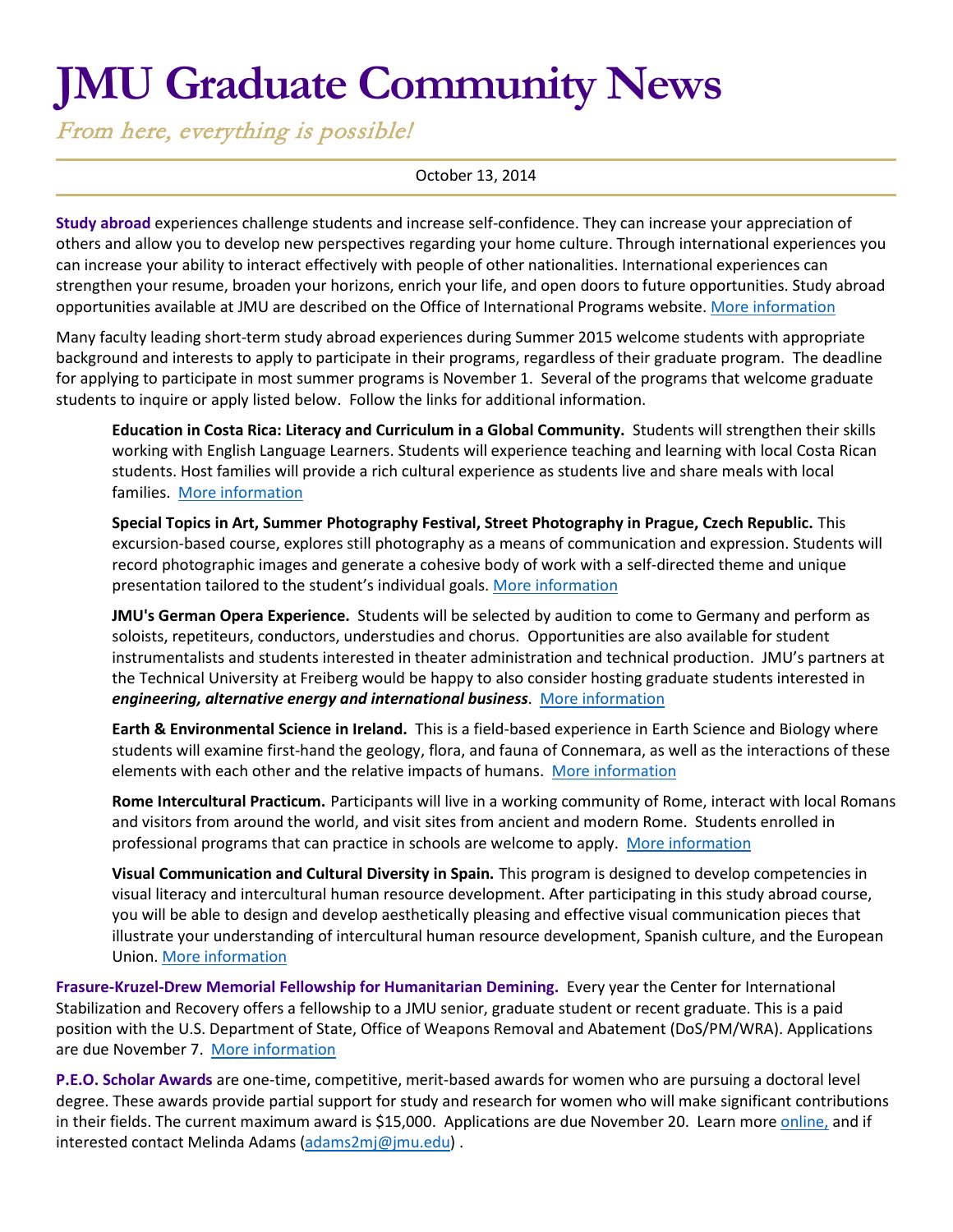# JMU Graduate Community News

*From here, everything is possible!*

October 13, 2014

**Study abroad** experiences challenge students and increase self-confidence. They can increase your appreciation of others and allow you to develop new perspectives regarding your home culture. Through international experiences you can increase your ability to interact effectively with people of other nationalities. International experiences can strengthen your resume, broaden your horizons, enrich your life, and open doors to future opportunities. Study abroad opportunities available at JMU are described on the Office of International Programs website. More information

Many faculty leading short-term study abroad experiences during Summer 2015 welcome students with appropriate background and interests to apply to participate in their programs, regardless of their graduate program. The deadline for applying to participate in most summer programs is November 1. Several of the programs that welcome graduate students to inquire or apply listed below. Follow the links for additional information.

> **Education in Costa Rica: Literacy and Curriculum in a Global Community.** Students will strengthen their skills working with English Language Learners. Students will experience teaching and learning with local Costa Rican students. Host families will provide a rich cultural experience as students live and share meals with local families. More information
>
> **Special Topics in Art, Summer Photography Festival, Street Photography in Prague, Czech Republic.** This excursion-based course, explores still photography as a means of communication and expression. Students will record photographic images and generate a cohesive body of work with a self-directed theme and unique presentation tailored to the student's individual goals. More information
>
> **JMU's German Opera Experience.** Students will be selected by audition to come to Germany and perform as soloists, repetiteurs, conductors, understudies and chorus. Opportunities are also available for student instrumentalists and students interested in theater administration and technical production. JMU's partners at the Technical University at Freiberg would be happy to also consider hosting graduate students interested in ***engineering, alternative energy and international business***. More information
>
> **Earth & Environmental Science in Ireland.** This is a field-based experience in Earth Science and Biology where students will examine first-hand the geology, flora, and fauna of Connemara, as well as the interactions of these elements with each other and the relative impacts of humans. More information
>
> **Rome Intercultural Practicum.** Participants will live in a working community of Rome, interact with local Romans and visitors from around the world, and visit sites from ancient and modern Rome. Students enrolled in professional programs that can practice in schools are welcome to apply. More information
>
> **Visual Communication and Cultural Diversity in Spain.** This program is designed to develop competencies in visual literacy and intercultural human resource development. After participating in this study abroad course, you will be able to design and develop aesthetically pleasing and effective visual communication pieces that illustrate your understanding of intercultural human resource development, Spanish culture, and the European Union. More information

**Frasure-Kruzel-Drew Memorial Fellowship for Humanitarian Demining.** Every year the Center for International Stabilization and Recovery offers a fellowship to a JMU senior, graduate student or recent graduate. This is a paid position with the U.S. Department of State, Office of Weapons Removal and Abatement (DoS/PM/WRA). Applications are due November 7. More information

**P.E.O. Scholar Awards** are one-time, competitive, merit-based awards for women who are pursuing a doctoral level degree. These awards provide partial support for study and research for women who will make significant contributions in their fields. The current maximum award is $15,000. Applications are due November 20. Learn more online, and if interested contact Melinda Adams (adams2mj@jmu.edu) .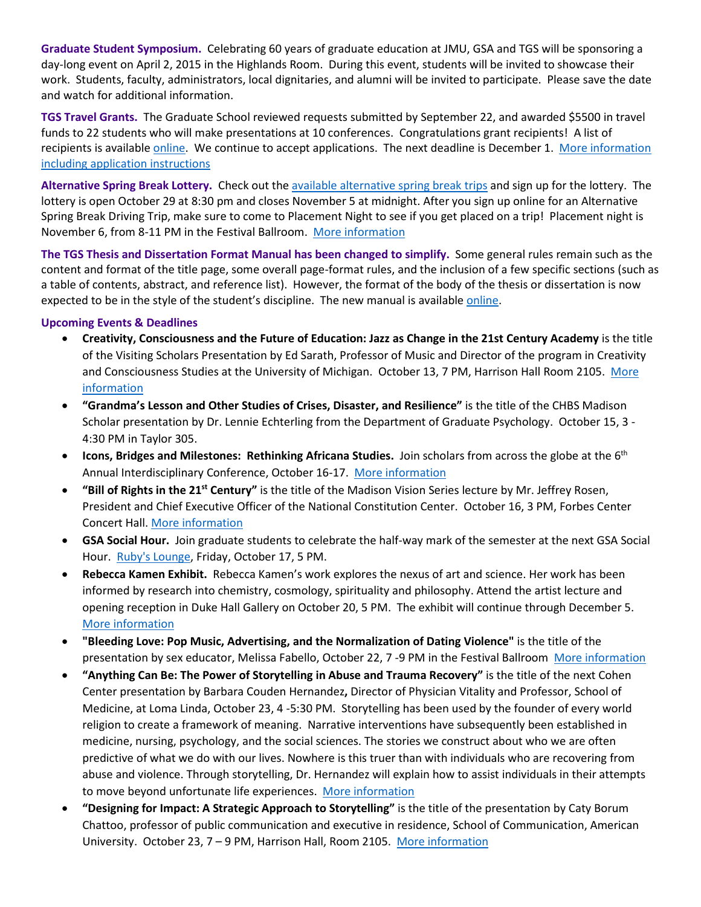**Graduate Student Symposium.** Celebrating 60 years of graduate education at JMU, GSA and TGS will be sponsoring a day-long event on April 2, 2015 in the Highlands Room. During this event, students will be invited to showcase their work. Students, faculty, administrators, local dignitaries, and alumni will be invited to participate. Please save the date and watch for additional information.

**TGS Travel Grants.** The Graduate School reviewed requests submitted by September 22, and awarded $5500 in travel funds to 22 students who will make presentations at 10 conferences. Congratulations grant recipients! A list of recipients is available online. We continue to accept applications. The next deadline is December 1. More information including application instructions

**Alternative Spring Break Lottery.** Check out the available alternative spring break trips and sign up for the lottery. The lottery is open October 29 at 8:30 pm and closes November 5 at midnight. After you sign up online for an Alternative Spring Break Driving Trip, make sure to come to Placement Night to see if you get placed on a trip! Placement night is November 6, from 8-11 PM in the Festival Ballroom. More information

**The TGS Thesis and Dissertation Format Manual has been changed to simplify.** Some general rules remain such as the content and format of the title page, some overall page-format rules, and the inclusion of a few specific sections (such as a table of contents, abstract, and reference list). However, the format of the body of the thesis or dissertation is now expected to be in the style of the student's discipline. The new manual is available online.

**Upcoming Events & Deadlines**

- **Creativity, Consciousness and the Future of Education: Jazz as Change in the 21st Century Academy** is the title of the Visiting Scholars Presentation by Ed Sarath, Professor of Music and Director of the program in Creativity and Consciousness Studies at the University of Michigan. October 13, 7 PM, Harrison Hall Room 2105. More information
- **"Grandma's Lesson and Other Studies of Crises, Disaster, and Resilience"** is the title of the CHBS Madison Scholar presentation by Dr. Lennie Echterling from the Department of Graduate Psychology. October 15, 3 - 4:30 PM in Taylor 305.
- **Icons, Bridges and Milestones: Rethinking Africana Studies.** Join scholars from across the globe at the 6th Annual Interdisciplinary Conference, October 16-17. More information
- **"Bill of Rights in the 21st Century"** is the title of the Madison Vision Series lecture by Mr. Jeffrey Rosen, President and Chief Executive Officer of the National Constitution Center. October 16, 3 PM, Forbes Center Concert Hall. More information
- **GSA Social Hour.** Join graduate students to celebrate the half-way mark of the semester at the next GSA Social Hour. Ruby's Lounge, Friday, October 17, 5 PM.
- **Rebecca Kamen Exhibit.** Rebecca Kamen's work explores the nexus of art and science. Her work has been informed by research into chemistry, cosmology, spirituality and philosophy. Attend the artist lecture and opening reception in Duke Hall Gallery on October 20, 5 PM. The exhibit will continue through December 5. More information
- **"Bleeding Love: Pop Music, Advertising, and the Normalization of Dating Violence"** is the title of the presentation by sex educator, Melissa Fabello, October 22, 7 -9 PM in the Festival Ballroom More information
- **"Anything Can Be: The Power of Storytelling in Abuse and Trauma Recovery"** is the title of the next Cohen Center presentation by Barbara Couden Hernandez**,** Director of Physician Vitality and Professor, School of Medicine, at Loma Linda, October 23, 4 -5:30 PM. Storytelling has been used by the founder of every world religion to create a framework of meaning. Narrative interventions have subsequently been established in medicine, nursing, psychology, and the social sciences. The stories we construct about who we are often predictive of what we do with our lives. Nowhere is this truer than with individuals who are recovering from abuse and violence. Through storytelling, Dr. Hernandez will explain how to assist individuals in their attempts to move beyond unfortunate life experiences. More information
- **"Designing for Impact: A Strategic Approach to Storytelling"** is the title of the presentation by Caty Borum Chattoo, professor of public communication and executive in residence, School of Communication, American University. October 23, 7 – 9 PM, Harrison Hall, Room 2105. More information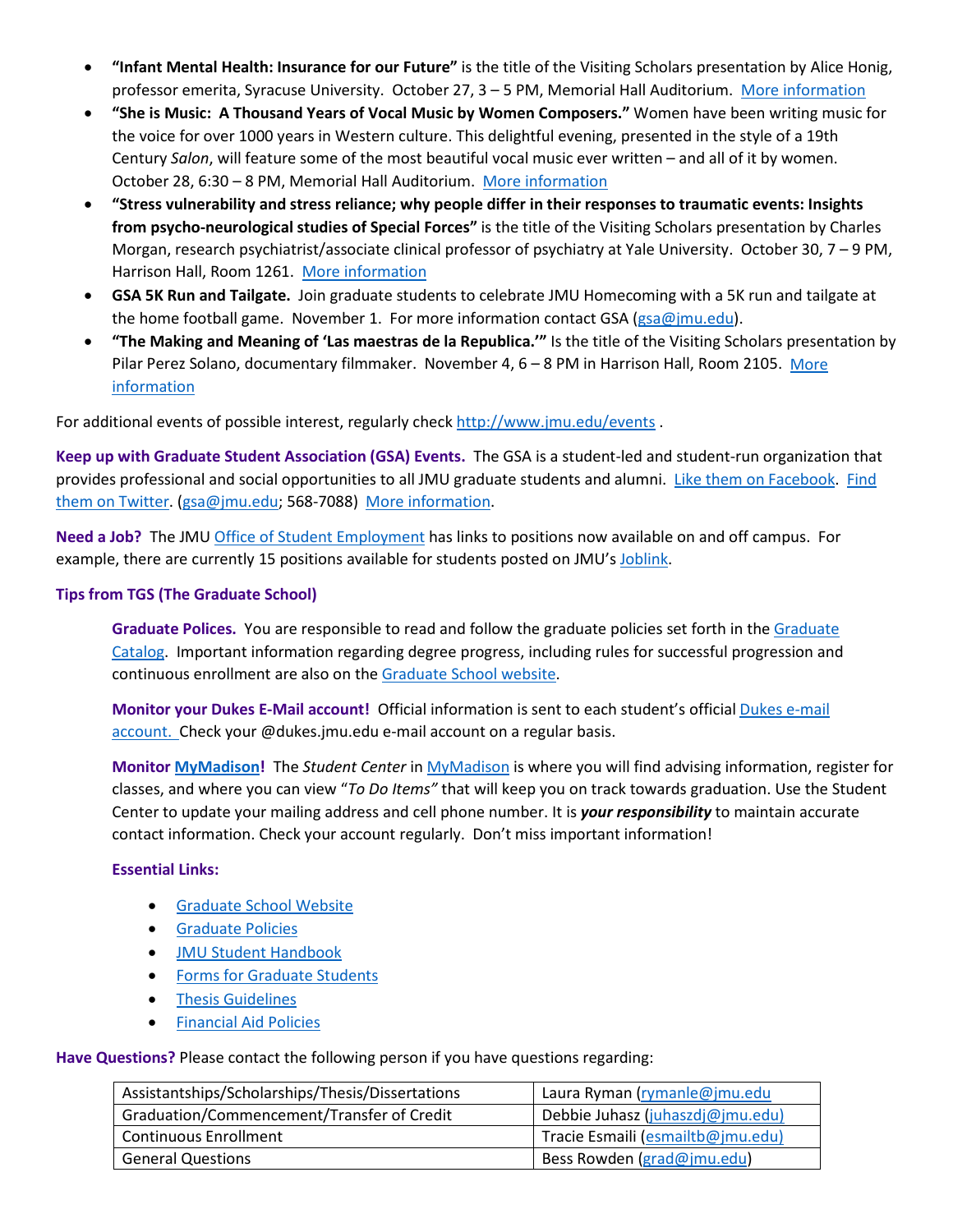- **"Infant Mental Health: Insurance for our Future"** is the title of the Visiting Scholars presentation by Alice Honig, professor emerita, Syracuse University. October 27, 3 – 5 PM, Memorial Hall Auditorium. More information
- **"She is Music: A Thousand Years of Vocal Music by Women Composers."** Women have been writing music for the voice for over 1000 years in Western culture. This delightful evening, presented in the style of a 19th Century *Salon*, will feature some of the most beautiful vocal music ever written – and all of it by women. October 28, 6:30 – 8 PM, Memorial Hall Auditorium. More information
- **"Stress vulnerability and stress reliance; why people differ in their responses to traumatic events: Insights from psycho-neurological studies of Special Forces"** is the title of the Visiting Scholars presentation by Charles Morgan, research psychiatrist/associate clinical professor of psychiatry at Yale University. October 30, 7 – 9 PM, Harrison Hall, Room 1261. More information
- **GSA 5K Run and Tailgate.** Join graduate students to celebrate JMU Homecoming with a 5K run and tailgate at the home football game. November 1. For more information contact GSA (gsa@jmu.edu).
- **"The Making and Meaning of 'Las maestras de la Republica.'"** Is the title of the Visiting Scholars presentation by Pilar Perez Solano, documentary filmmaker. November 4, 6 – 8 PM in Harrison Hall, Room 2105. More information

For additional events of possible interest, regularly check http://www.jmu.edu/events .

**Keep up with Graduate Student Association (GSA) Events.** The GSA is a student-led and student-run organization that provides professional and social opportunities to all JMU graduate students and alumni. Like them on Facebook. Find them on Twitter. (gsa@jmu.edu; 568-7088) More information.

**Need a Job?** The JMU Office of Student Employment has links to positions now available on and off campus. For example, there are currently 15 positions available for students posted on JMU's Joblink.

### Tips from TGS (The Graduate School)

**Graduate Polices.** You are responsible to read and follow the graduate policies set forth in the Graduate Catalog. Important information regarding degree progress, including rules for successful progression and continuous enrollment are also on the Graduate School website.

**Monitor your Dukes E-Mail account!** Official information is sent to each student's official Dukes e-mail account. Check your @dukes.jmu.edu e-mail account on a regular basis.

**Monitor MyMadison!** The *Student Center* in MyMadison is where you will find advising information, register for classes, and where you can view "*To Do Items"* that will keep you on track towards graduation. Use the Student Center to update your mailing address and cell phone number. It is ***your responsibility*** to maintain accurate contact information. Check your account regularly. Don't miss important information!

**Essential Links:**

- Graduate School Website
- Graduate Policies
- JMU Student Handbook
- Forms for Graduate Students
- Thesis Guidelines
- Financial Aid Policies

**Have Questions?** Please contact the following person if you have questions regarding:

| | |
|---|---|
| Assistantships/Scholarships/Thesis/Dissertations | Laura Ryman (rymanle@jmu.edu |
| Graduation/Commencement/Transfer of Credit | Debbie Juhasz (juhaszdj@jmu.edu) |
| Continuous Enrollment | Tracie Esmaili (esmailtb@jmu.edu) |
| General Questions | Bess Rowden (grad@jmu.edu) |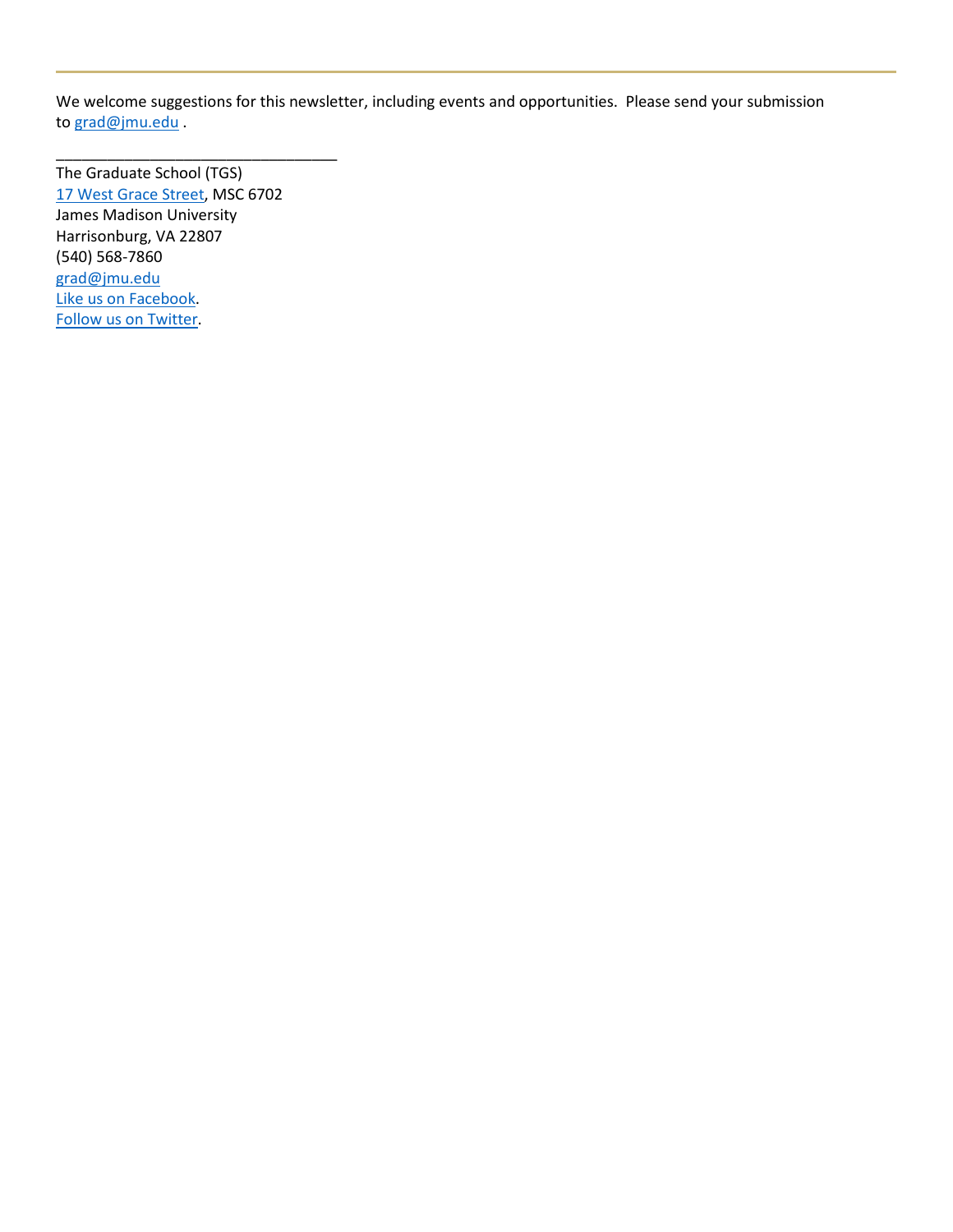We welcome suggestions for this newsletter, including events and opportunities. Please send your submission to grad@jmu.edu .

________________________________

The Graduate School (TGS)
17 West Grace Street, MSC 6702
James Madison University
Harrisonburg, VA 22807
(540) 568-7860
grad@jmu.edu
Like us on Facebook.
Follow us on Twitter.